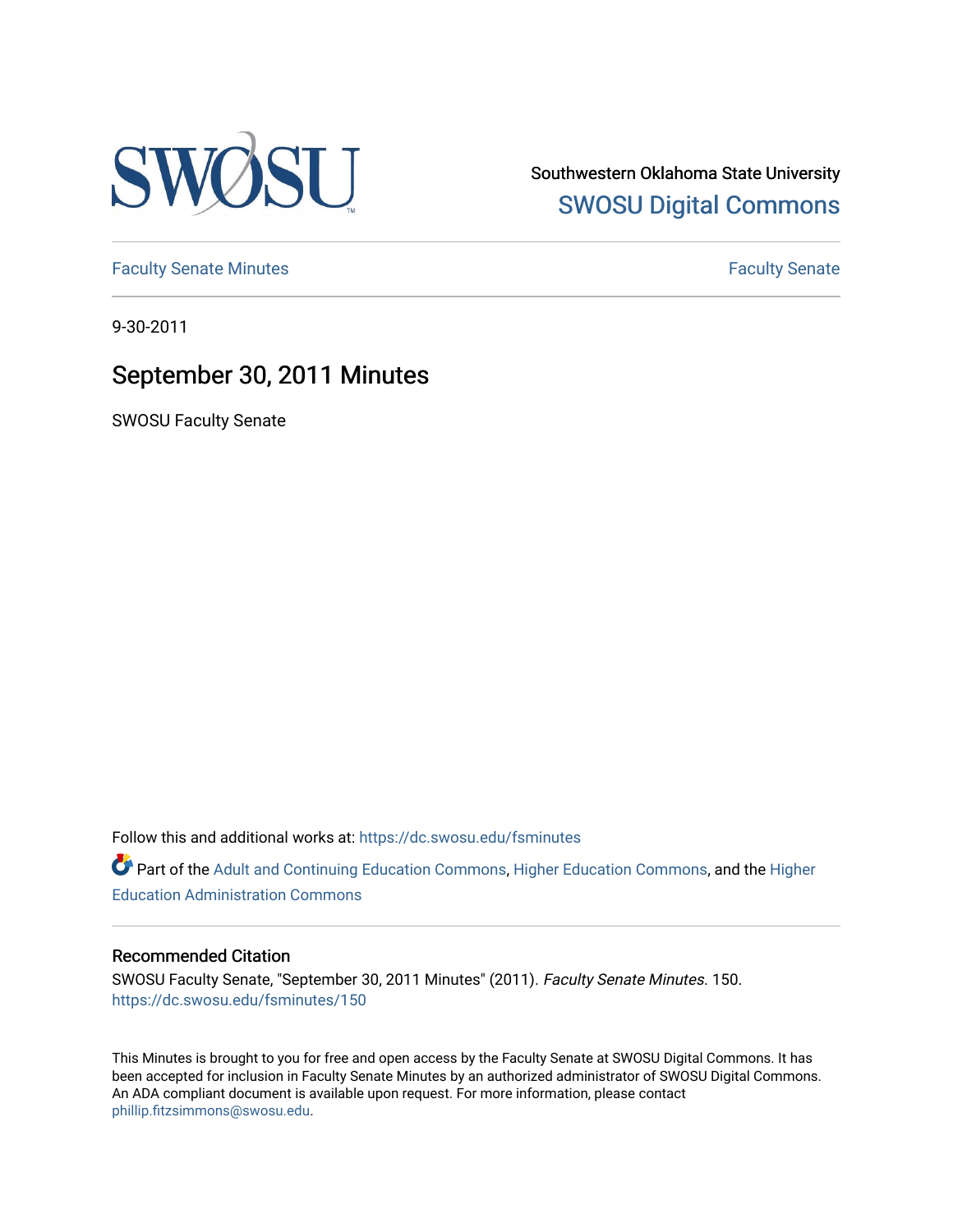Southwestern Oklahoma State University

SWOSU Digital Commons

Faculty Senate Minutes

Faculty Senate

9-30-2011

# September 30, 2011 Minutes

SWOSU Faculty Senate

Follow this and additional works at: https://dc.swosu.edu/fsminutes

Part of the Adult and Continuing Education Commons, Higher Education Commons, and the Higher Education Administration Commons

## Recommended Citation

SWOSU Faculty Senate, "September 30, 2011 Minutes" (2011). *Faculty Senate Minutes*. 150.
https://dc.swosu.edu/fsminutes/150

This Minutes is brought to you for free and open access by the Faculty Senate at SWOSU Digital Commons. It has been accepted for inclusion in Faculty Senate Minutes by an authorized administrator of SWOSU Digital Commons. An ADA compliant document is available upon request. For more information, please contact phillip.fitzsimmons@swosu.edu.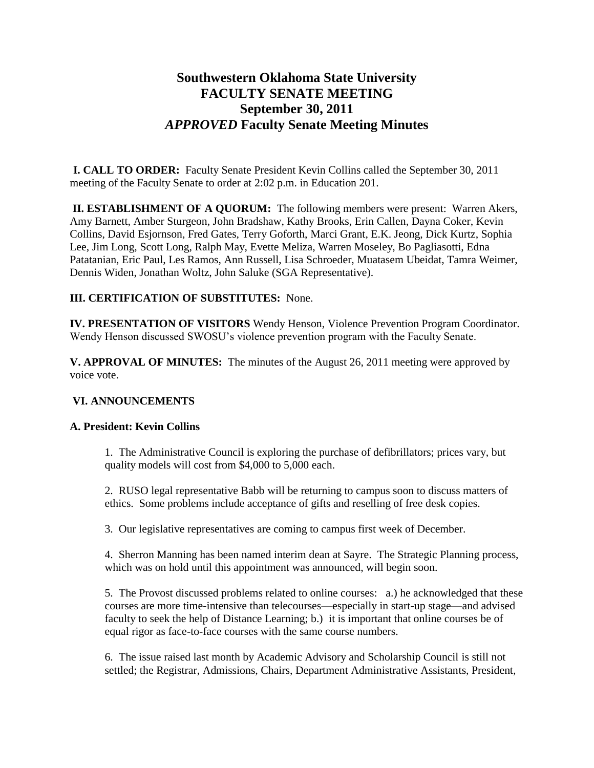# Southwestern Oklahoma State University
# FACULTY SENATE MEETING
# September 30, 2011
# *APPROVED* Faculty Senate Meeting Minutes

**I. CALL TO ORDER:** Faculty Senate President Kevin Collins called the September 30, 2011 meeting of the Faculty Senate to order at 2:02 p.m. in Education 201.

**II. ESTABLISHMENT OF A QUORUM:** The following members were present: Warren Akers, Amy Barnett, Amber Sturgeon, John Bradshaw, Kathy Brooks, Erin Callen, Dayna Coker, Kevin Collins, David Esjornson, Fred Gates, Terry Goforth, Marci Grant, E.K. Jeong, Dick Kurtz, Sophia Lee, Jim Long, Scott Long, Ralph May, Evette Meliza, Warren Moseley, Bo Pagliasotti, Edna Patatanian, Eric Paul, Les Ramos, Ann Russell, Lisa Schroeder, Muatasem Ubeidat, Tamra Weimer, Dennis Widen, Jonathan Woltz, John Saluke (SGA Representative).

**III. CERTIFICATION OF SUBSTITUTES:** None.

**IV. PRESENTATION OF VISITORS** Wendy Henson, Violence Prevention Program Coordinator. Wendy Henson discussed SWOSU's violence prevention program with the Faculty Senate.

**V. APPROVAL OF MINUTES:** The minutes of the August 26, 2011 meeting were approved by voice vote.

**VI. ANNOUNCEMENTS**

**A. President: Kevin Collins**

1. The Administrative Council is exploring the purchase of defibrillators; prices vary, but quality models will cost from $4,000 to 5,000 each.

2. RUSO legal representative Babb will be returning to campus soon to discuss matters of ethics. Some problems include acceptance of gifts and reselling of free desk copies.

3. Our legislative representatives are coming to campus first week of December.

4. Sherron Manning has been named interim dean at Sayre. The Strategic Planning process, which was on hold until this appointment was announced, will begin soon.

5. The Provost discussed problems related to online courses: a.) he acknowledged that these courses are more time-intensive than telecourses—especially in start-up stage—and advised faculty to seek the help of Distance Learning; b.) it is important that online courses be of equal rigor as face-to-face courses with the same course numbers.

6. The issue raised last month by Academic Advisory and Scholarship Council is still not settled; the Registrar, Admissions, Chairs, Department Administrative Assistants, President,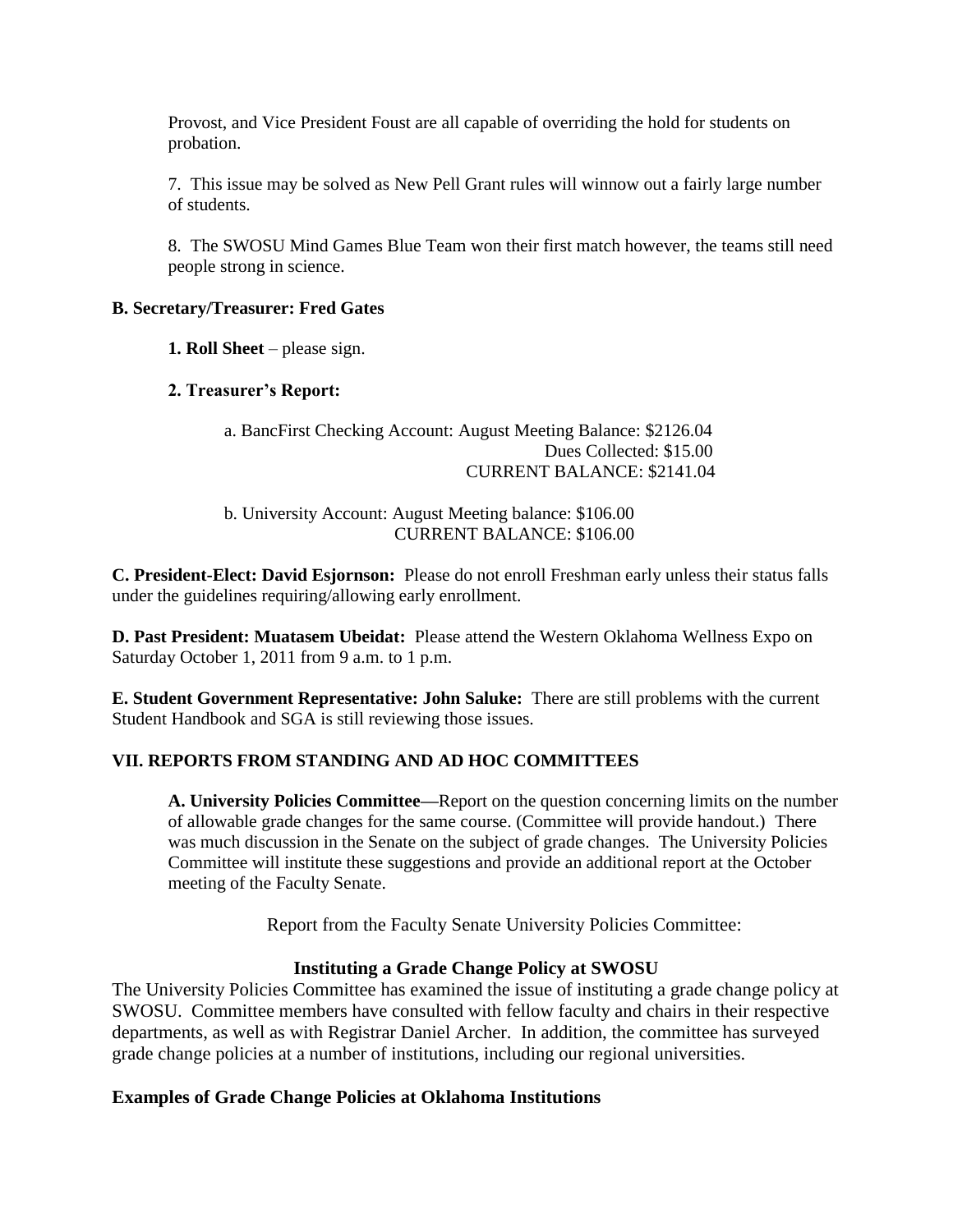Provost, and Vice President Foust are all capable of overriding the hold for students on probation.

7. This issue may be solved as New Pell Grant rules will winnow out a fairly large number of students.

8. The SWOSU Mind Games Blue Team won their first match however, the teams still need people strong in science.

**B. Secretary/Treasurer: Fred Gates**

**1. Roll Sheet** – please sign.

**2. Treasurer's Report:**

a. BancFirst Checking Account: August Meeting Balance: $2126.04
Dues Collected: $15.00
CURRENT BALANCE: $2141.04

b. University Account: August Meeting balance: $106.00
CURRENT BALANCE: $106.00

**C. President-Elect: David Esjornson:** Please do not enroll Freshman early unless their status falls under the guidelines requiring/allowing early enrollment.

**D. Past President: Muatasem Ubeidat:** Please attend the Western Oklahoma Wellness Expo on Saturday October 1, 2011 from 9 a.m. to 1 p.m.

**E. Student Government Representative: John Saluke:** There are still problems with the current Student Handbook and SGA is still reviewing those issues.

**VII. REPORTS FROM STANDING AND AD HOC COMMITTEES**

**A. University Policies Committee—**Report on the question concerning limits on the number of allowable grade changes for the same course. (Committee will provide handout.) There was much discussion in the Senate on the subject of grade changes. The University Policies Committee will institute these suggestions and provide an additional report at the October meeting of the Faculty Senate.

Report from the Faculty Senate University Policies Committee:

**Instituting a Grade Change Policy at SWOSU**

The University Policies Committee has examined the issue of instituting a grade change policy at SWOSU. Committee members have consulted with fellow faculty and chairs in their respective departments, as well as with Registrar Daniel Archer. In addition, the committee has surveyed grade change policies at a number of institutions, including our regional universities.

**Examples of Grade Change Policies at Oklahoma Institutions**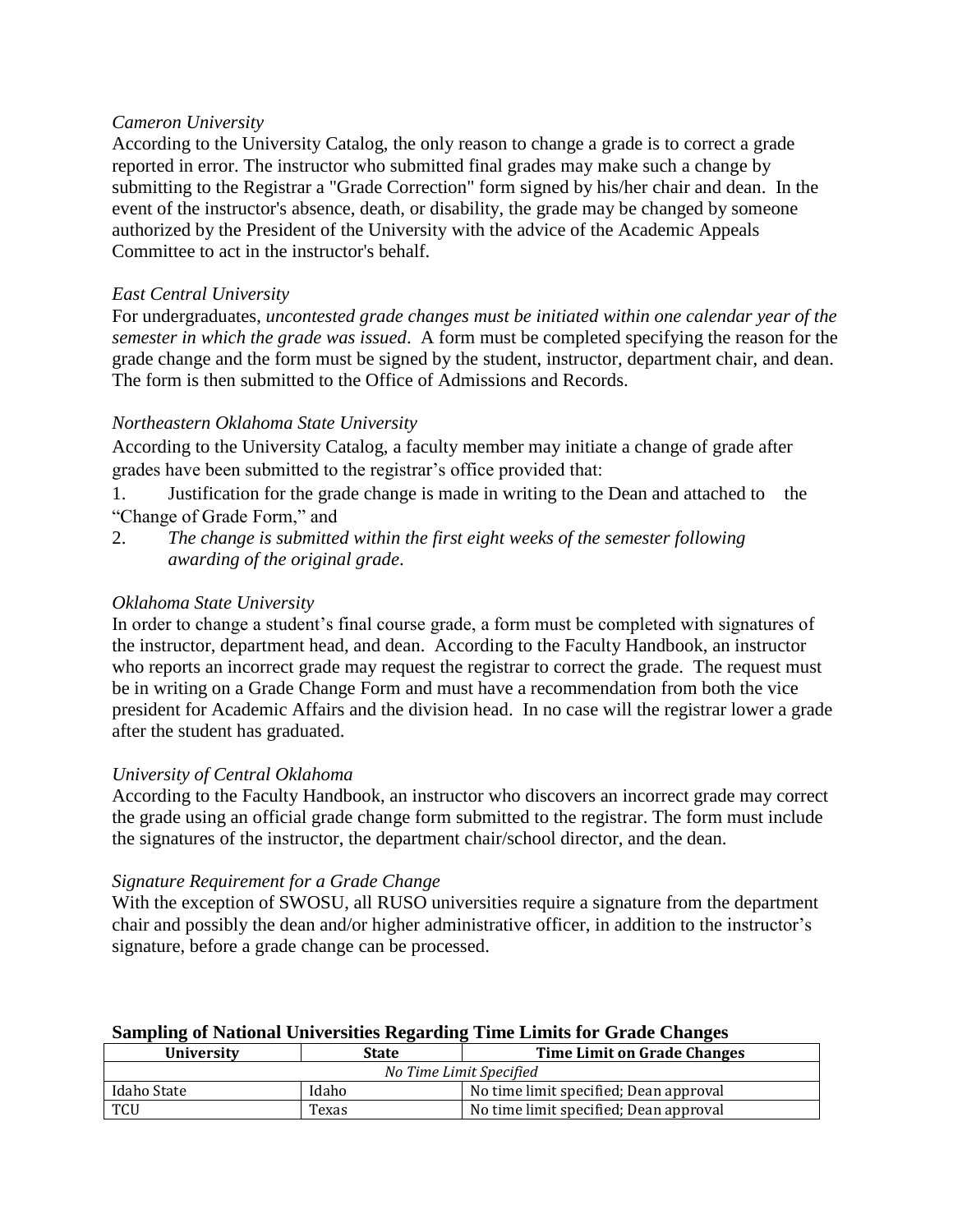*Cameron University*

According to the University Catalog, the only reason to change a grade is to correct a grade reported in error. The instructor who submitted final grades may make such a change by submitting to the Registrar a "Grade Correction" form signed by his/her chair and dean. In the event of the instructor's absence, death, or disability, the grade may be changed by someone authorized by the President of the University with the advice of the Academic Appeals Committee to act in the instructor's behalf.

*East Central University*

For undergraduates, *uncontested grade changes must be initiated within one calendar year of the semester in which the grade was issued*. A form must be completed specifying the reason for the grade change and the form must be signed by the student, instructor, department chair, and dean. The form is then submitted to the Office of Admissions and Records.

*Northeastern Oklahoma State University*

According to the University Catalog, a faculty member may initiate a change of grade after grades have been submitted to the registrar's office provided that:

1. Justification for the grade change is made in writing to the Dean and attached to the "Change of Grade Form," and
2. *The change is submitted within the first eight weeks of the semester following awarding of the original grade*.

*Oklahoma State University*

In order to change a student's final course grade, a form must be completed with signatures of the instructor, department head, and dean. According to the Faculty Handbook, an instructor who reports an incorrect grade may request the registrar to correct the grade. The request must be in writing on a Grade Change Form and must have a recommendation from both the vice president for Academic Affairs and the division head. In no case will the registrar lower a grade after the student has graduated.

*University of Central Oklahoma*

According to the Faculty Handbook, an instructor who discovers an incorrect grade may correct the grade using an official grade change form submitted to the registrar. The form must include the signatures of the instructor, the department chair/school director, and the dean.

*Signature Requirement for a Grade Change*

With the exception of SWOSU, all RUSO universities require a signature from the department chair and possibly the dean and/or higher administrative officer, in addition to the instructor's signature, before a grade change can be processed.

**Sampling of National Universities Regarding Time Limits for Grade Changes**

| University | State | Time Limit on Grade Changes |
|---|---|---|
| *No Time Limit Specified* | | |
| Idaho State | Idaho | No time limit specified; Dean approval |
| TCU | Texas | No time limit specified; Dean approval |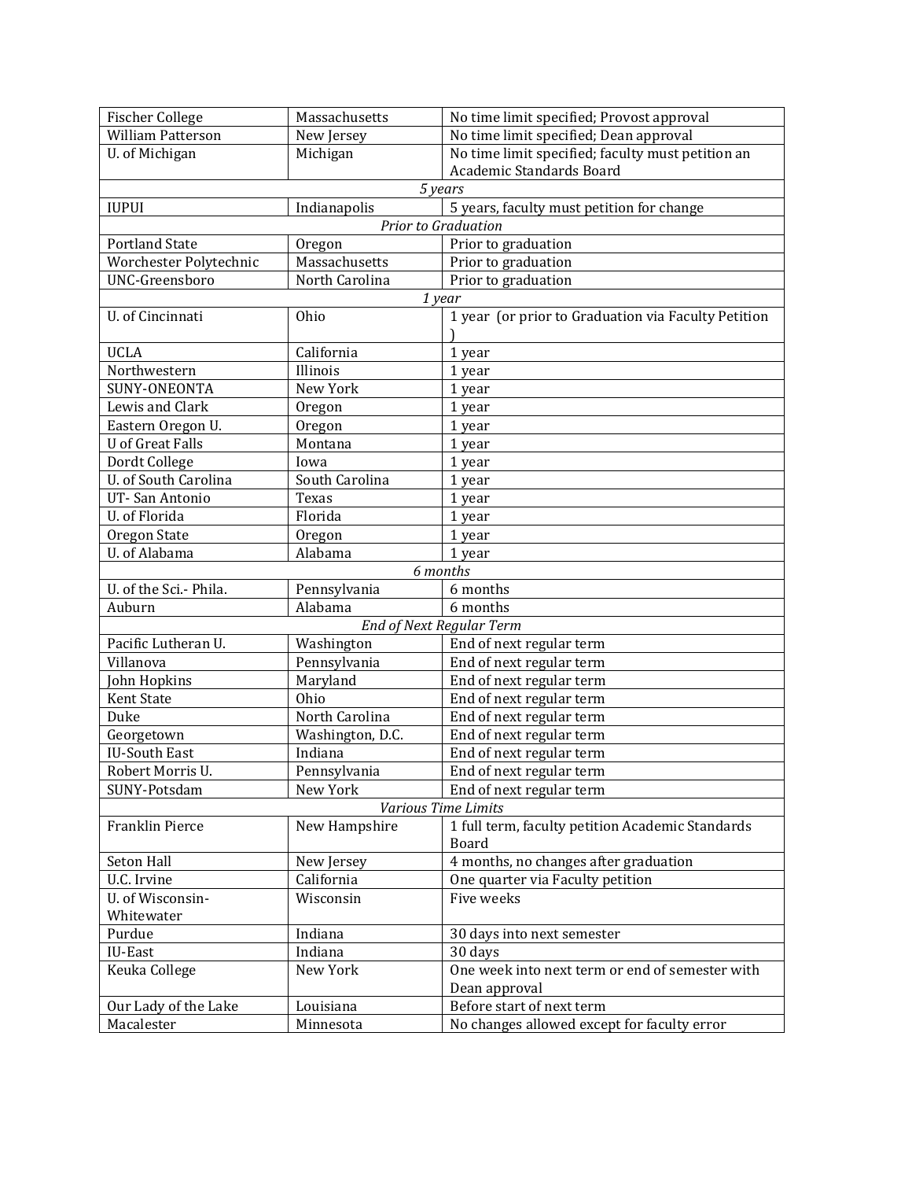| | | |
|---|---|---|
| Fischer College | Massachusetts | No time limit specified; Provost approval |
| William Patterson | New Jersey | No time limit specified; Dean approval |
| U. of Michigan | Michigan | No time limit specified; faculty must petition an Academic Standards Board |
| *5 years* | | |
| IUPUI | Indianapolis | 5 years, faculty must petition for change |
| *Prior to Graduation* | | |
| Portland State | Oregon | Prior to graduation |
| Worchester Polytechnic | Massachusetts | Prior to graduation |
| UNC-Greensboro | North Carolina | Prior to graduation |
| *1 year* | | |
| U. of Cincinnati | Ohio | 1 year (or prior to Graduation via Faculty Petition ) |
| UCLA | California | 1 year |
| Northwestern | Illinois | 1 year |
| SUNY-ONEONTA | New York | 1 year |
| Lewis and Clark | Oregon | 1 year |
| Eastern Oregon U. | Oregon | 1 year |
| U of Great Falls | Montana | 1 year |
| Dordt College | Iowa | 1 year |
| U. of South Carolina | South Carolina | 1 year |
| UT- San Antonio | Texas | 1 year |
| U. of Florida | Florida | 1 year |
| Oregon State | Oregon | 1 year |
| U. of Alabama | Alabama | 1 year |
| *6 months* | | |
| U. of the Sci.- Phila. | Pennsylvania | 6 months |
| Auburn | Alabama | 6 months |
| *End of Next Regular Term* | | |
| Pacific Lutheran U. | Washington | End of next regular term |
| Villanova | Pennsylvania | End of next regular term |
| John Hopkins | Maryland | End of next regular term |
| Kent State | Ohio | End of next regular term |
| Duke | North Carolina | End of next regular term |
| Georgetown | Washington, D.C. | End of next regular term |
| IU-South East | Indiana | End of next regular term |
| Robert Morris U. | Pennsylvania | End of next regular term |
| SUNY-Potsdam | New York | End of next regular term |
| *Various Time Limits* | | |
| Franklin Pierce | New Hampshire | 1 full term, faculty petition Academic Standards Board |
| Seton Hall | New Jersey | 4 months, no changes after graduation |
| U.C. Irvine | California | One quarter via Faculty petition |
| U. of Wisconsin-Whitewater | Wisconsin | Five weeks |
| Purdue | Indiana | 30 days into next semester |
| IU-East | Indiana | 30 days |
| Keuka College | New York | One week into next term or end of semester with Dean approval |
| Our Lady of the Lake | Louisiana | Before start of next term |
| Macalester | Minnesota | No changes allowed except for faculty error |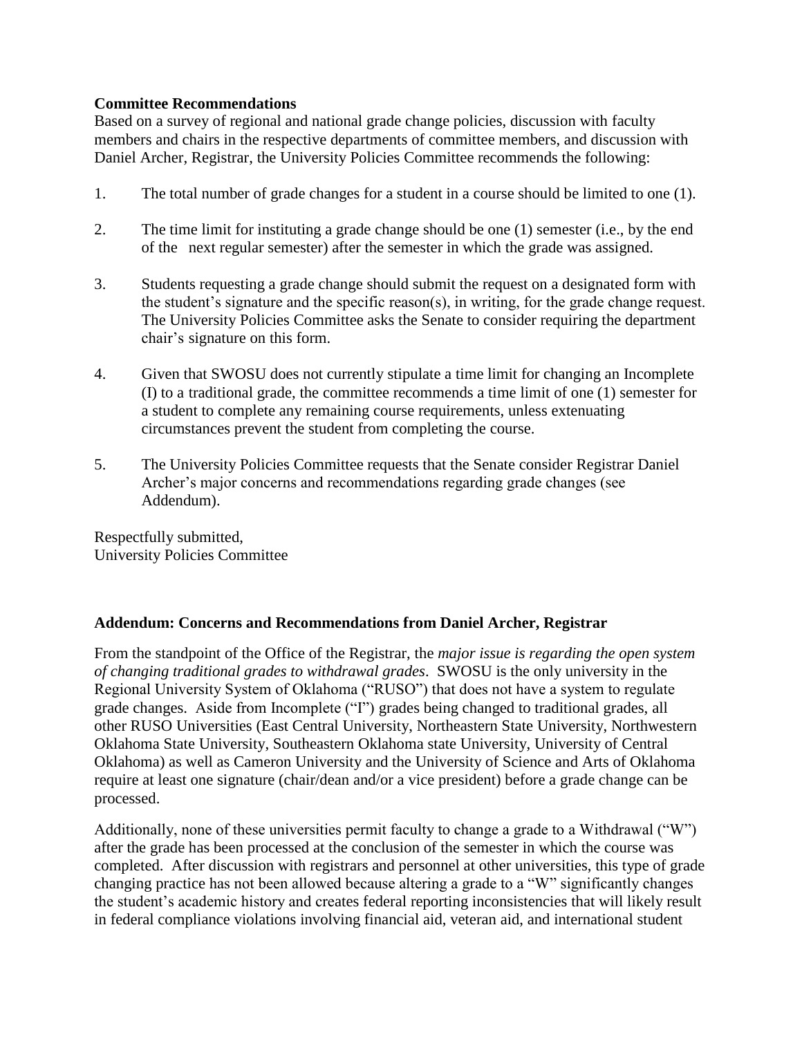**Committee Recommendations**

Based on a survey of regional and national grade change policies, discussion with faculty members and chairs in the respective departments of committee members, and discussion with Daniel Archer, Registrar, the University Policies Committee recommends the following:

1. The total number of grade changes for a student in a course should be limited to one (1).

2. The time limit for instituting a grade change should be one (1) semester (i.e., by the end of the next regular semester) after the semester in which the grade was assigned.

3. Students requesting a grade change should submit the request on a designated form with the student's signature and the specific reason(s), in writing, for the grade change request. The University Policies Committee asks the Senate to consider requiring the department chair's signature on this form.

4. Given that SWOSU does not currently stipulate a time limit for changing an Incomplete (I) to a traditional grade, the committee recommends a time limit of one (1) semester for a student to complete any remaining course requirements, unless extenuating circumstances prevent the student from completing the course.

5. The University Policies Committee requests that the Senate consider Registrar Daniel Archer's major concerns and recommendations regarding grade changes (see Addendum).

Respectfully submitted,
University Policies Committee

**Addendum: Concerns and Recommendations from Daniel Archer, Registrar**

From the standpoint of the Office of the Registrar, the *major issue is regarding the open system of changing traditional grades to withdrawal grades*. SWOSU is the only university in the Regional University System of Oklahoma ("RUSO") that does not have a system to regulate grade changes. Aside from Incomplete ("I") grades being changed to traditional grades, all other RUSO Universities (East Central University, Northeastern State University, Northwestern Oklahoma State University, Southeastern Oklahoma state University, University of Central Oklahoma) as well as Cameron University and the University of Science and Arts of Oklahoma require at least one signature (chair/dean and/or a vice president) before a grade change can be processed.

Additionally, none of these universities permit faculty to change a grade to a Withdrawal ("W") after the grade has been processed at the conclusion of the semester in which the course was completed. After discussion with registrars and personnel at other universities, this type of grade changing practice has not been allowed because altering a grade to a "W" significantly changes the student's academic history and creates federal reporting inconsistencies that will likely result in federal compliance violations involving financial aid, veteran aid, and international student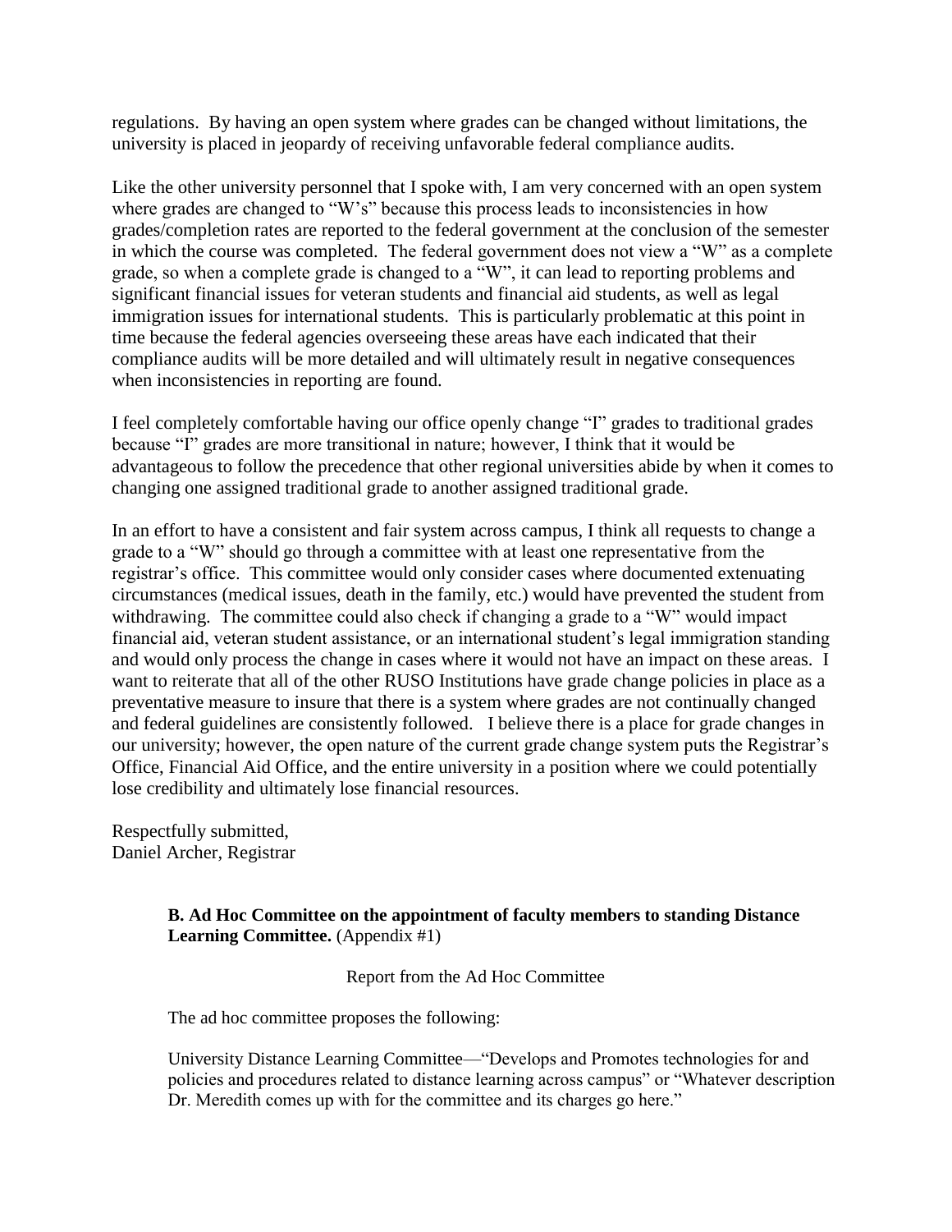regulations. By having an open system where grades can be changed without limitations, the university is placed in jeopardy of receiving unfavorable federal compliance audits.

Like the other university personnel that I spoke with, I am very concerned with an open system where grades are changed to "W's" because this process leads to inconsistencies in how grades/completion rates are reported to the federal government at the conclusion of the semester in which the course was completed. The federal government does not view a "W" as a complete grade, so when a complete grade is changed to a "W", it can lead to reporting problems and significant financial issues for veteran students and financial aid students, as well as legal immigration issues for international students. This is particularly problematic at this point in time because the federal agencies overseeing these areas have each indicated that their compliance audits will be more detailed and will ultimately result in negative consequences when inconsistencies in reporting are found.

I feel completely comfortable having our office openly change "I" grades to traditional grades because "I" grades are more transitional in nature; however, I think that it would be advantageous to follow the precedence that other regional universities abide by when it comes to changing one assigned traditional grade to another assigned traditional grade.

In an effort to have a consistent and fair system across campus, I think all requests to change a grade to a "W" should go through a committee with at least one representative from the registrar's office. This committee would only consider cases where documented extenuating circumstances (medical issues, death in the family, etc.) would have prevented the student from withdrawing. The committee could also check if changing a grade to a "W" would impact financial aid, veteran student assistance, or an international student's legal immigration standing and would only process the change in cases where it would not have an impact on these areas. I want to reiterate that all of the other RUSO Institutions have grade change policies in place as a preventative measure to insure that there is a system where grades are not continually changed and federal guidelines are consistently followed. I believe there is a place for grade changes in our university; however, the open nature of the current grade change system puts the Registrar's Office, Financial Aid Office, and the entire university in a position where we could potentially lose credibility and ultimately lose financial resources.

Respectfully submitted,
Daniel Archer, Registrar

**B. Ad Hoc Committee on the appointment of faculty members to standing Distance Learning Committee.** (Appendix #1)

Report from the Ad Hoc Committee

The ad hoc committee proposes the following:

University Distance Learning Committee—"Develops and Promotes technologies for and policies and procedures related to distance learning across campus" or "Whatever description Dr. Meredith comes up with for the committee and its charges go here."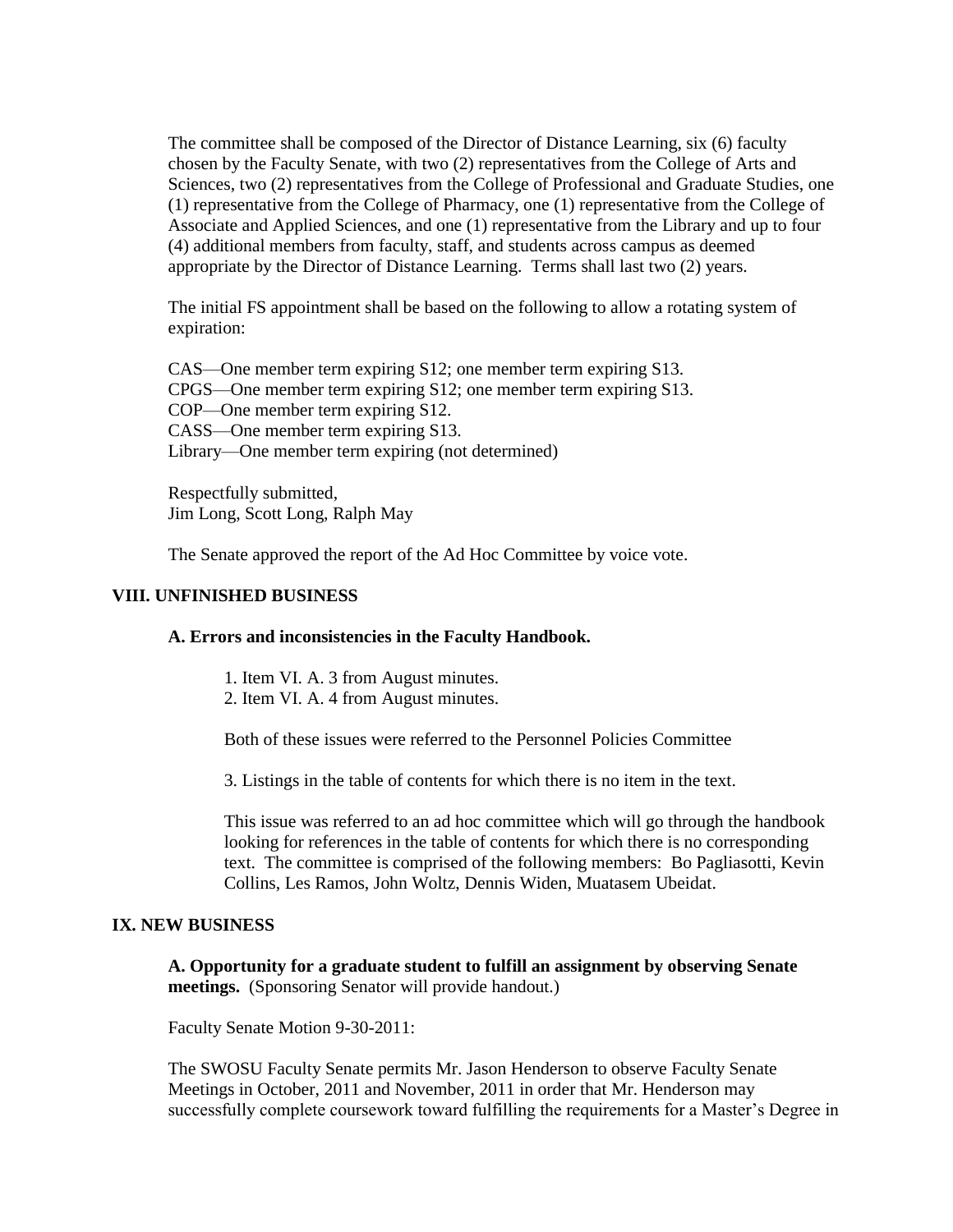The committee shall be composed of the Director of Distance Learning, six (6) faculty chosen by the Faculty Senate, with two (2) representatives from the College of Arts and Sciences, two (2) representatives from the College of Professional and Graduate Studies, one (1) representative from the College of Pharmacy, one (1) representative from the College of Associate and Applied Sciences, and one (1) representative from the Library and up to four (4) additional members from faculty, staff, and students across campus as deemed appropriate by the Director of Distance Learning. Terms shall last two (2) years.

The initial FS appointment shall be based on the following to allow a rotating system of expiration:

CAS—One member term expiring S12; one member term expiring S13.
CPGS—One member term expiring S12; one member term expiring S13.
COP—One member term expiring S12.
CASS—One member term expiring S13.
Library—One member term expiring (not determined)

Respectfully submitted,
Jim Long, Scott Long, Ralph May

The Senate approved the report of the Ad Hoc Committee by voice vote.

## VIII. UNFINISHED BUSINESS

### A. Errors and inconsistencies in the Faculty Handbook.

1. Item VI. A. 3 from August minutes.
2. Item VI. A. 4 from August minutes.

Both of these issues were referred to the Personnel Policies Committee

3. Listings in the table of contents for which there is no item in the text.

This issue was referred to an ad hoc committee which will go through the handbook looking for references in the table of contents for which there is no corresponding text. The committee is comprised of the following members: Bo Pagliasotti, Kevin Collins, Les Ramos, John Woltz, Dennis Widen, Muatasem Ubeidat.

## IX. NEW BUSINESS

**A. Opportunity for a graduate student to fulfill an assignment by observing Senate meetings.** (Sponsoring Senator will provide handout.)

Faculty Senate Motion 9-30-2011:

The SWOSU Faculty Senate permits Mr. Jason Henderson to observe Faculty Senate Meetings in October, 2011 and November, 2011 in order that Mr. Henderson may successfully complete coursework toward fulfilling the requirements for a Master's Degree in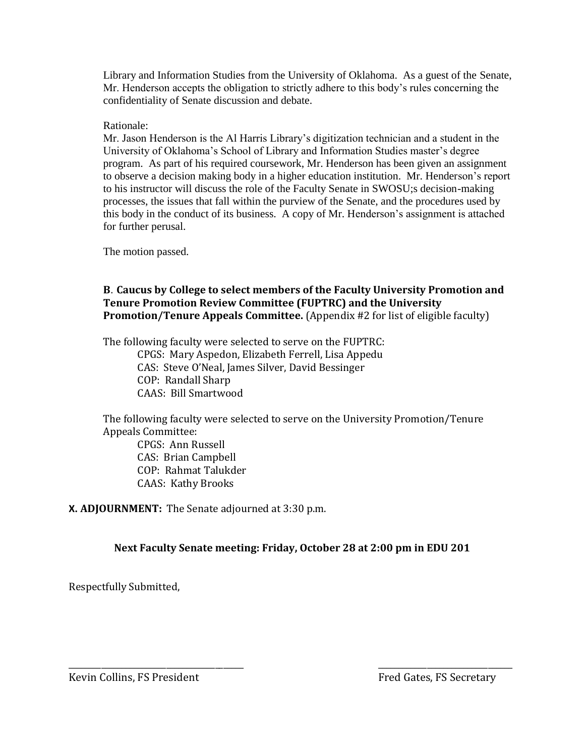Library and Information Studies from the University of Oklahoma. As a guest of the Senate, Mr. Henderson accepts the obligation to strictly adhere to this body's rules concerning the confidentiality of Senate discussion and debate.

Rationale:
Mr. Jason Henderson is the Al Harris Library's digitization technician and a student in the University of Oklahoma's School of Library and Information Studies master's degree program. As part of his required coursework, Mr. Henderson has been given an assignment to observe a decision making body in a higher education institution. Mr. Henderson's report to his instructor will discuss the role of the Faculty Senate in SWOSU;s decision-making processes, the issues that fall within the purview of the Senate, and the procedures used by this body in the conduct of its business. A copy of Mr. Henderson's assignment is attached for further perusal.

The motion passed.

**B**. **Caucus by College to select members of the Faculty University Promotion and Tenure Promotion Review Committee (FUPTRC) and the University Promotion/Tenure Appeals Committee.** (Appendix #2 for list of eligible faculty)

The following faculty were selected to serve on the FUPTRC:

- CPGS: Mary Aspedon, Elizabeth Ferrell, Lisa Appedu
- CAS: Steve O'Neal, James Silver, David Bessinger
- COP: Randall Sharp
- CAAS: Bill Smartwood

The following faculty were selected to serve on the University Promotion/Tenure Appeals Committee:

- CPGS: Ann Russell
- CAS: Brian Campbell
- COP: Rahmat Talukder
- CAAS: Kathy Brooks

**X. ADJOURNMENT:** The Senate adjourned at 3:30 p.m.

**Next Faculty Senate meeting: Friday, October 28 at 2:00 pm in EDU 201**

Respectfully Submitted,

\_\_\_\_\_\_\_\_\_\_\_\_\_\_\_\_\_\_\_\_\_\_\_\_\_\_\_\_\_\_
Kevin Collins, FS President

\_\_\_\_\_\_\_\_\_\_\_\_\_\_\_\_\_\_\_\_\_\_\_\_\_\_\_\_\_\_
Fred Gates, FS Secretary